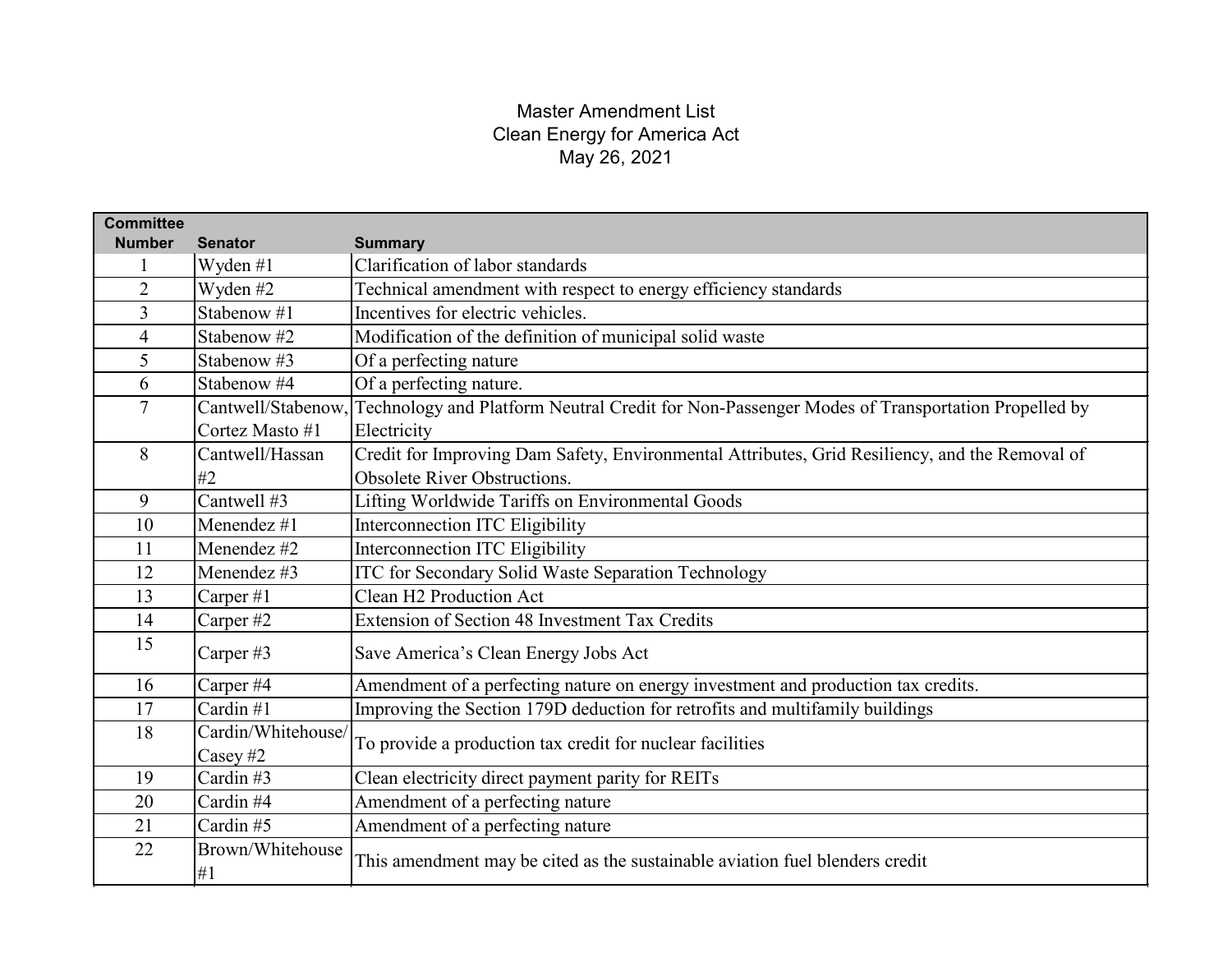# Master Amendment List
## Clean Energy for America Act
### May 26, 2021

| Committee Number | Senator | Summary |
|---|---|---|
| 1 | Wyden #1 | Clarification of labor standards |
| 2 | Wyden #2 | Technical amendment with respect to energy efficiency standards |
| 3 | Stabenow #1 | Incentives for electric vehicles. |
| 4 | Stabenow #2 | Modification of the definition of municipal solid waste |
| 5 | Stabenow #3 | Of a perfecting nature |
| 6 | Stabenow #4 | Of a perfecting nature. |
| 7 | Cantwell/Stabenow, Cortez Masto #1 | Technology and Platform Neutral Credit for Non-Passenger Modes of Transportation Propelled by Electricity |
| 8 | Cantwell/Hassan #2 | Credit for Improving Dam Safety, Environmental Attributes, Grid Resiliency, and the Removal of Obsolete River Obstructions. |
| 9 | Cantwell #3 | Lifting Worldwide Tariffs on Environmental Goods |
| 10 | Menendez #1 | Interconnection ITC Eligibility |
| 11 | Menendez #2 | Interconnection ITC Eligibility |
| 12 | Menendez #3 | ITC for Secondary Solid Waste Separation Technology |
| 13 | Carper #1 | Clean H2 Production Act |
| 14 | Carper #2 | Extension of Section 48 Investment Tax Credits |
| 15 | Carper #3 | Save America's Clean Energy Jobs Act |
| 16 | Carper #4 | Amendment of a perfecting nature on energy investment and production tax credits. |
| 17 | Cardin #1 | Improving the Section 179D deduction for retrofits and multifamily buildings |
| 18 | Cardin/Whitehouse/ Casey #2 | To provide a production tax credit for nuclear facilities |
| 19 | Cardin #3 | Clean electricity direct payment parity for REITs |
| 20 | Cardin #4 | Amendment of a perfecting nature |
| 21 | Cardin #5 | Amendment of a perfecting nature |
| 22 | Brown/Whitehouse #1 | This amendment may be cited as the sustainable aviation fuel blenders credit |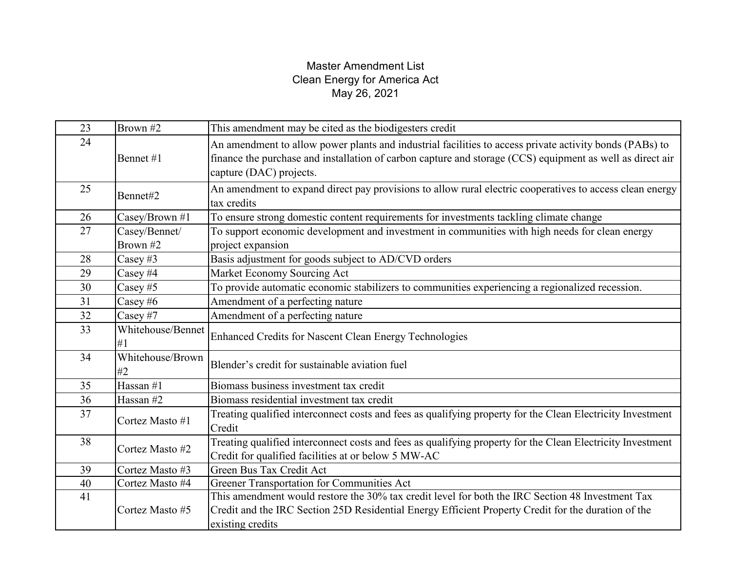Master Amendment List
Clean Energy for America Act
May 26, 2021

| | | |
|---|---|---|
| 23 | Brown #2 | This amendment may be cited as the biodigesters credit |
| 24 | Bennet #1 | An amendment to allow power plants and industrial facilities to access private activity bonds (PABs) to finance the purchase and installation of carbon capture and storage (CCS) equipment as well as direct air capture (DAC) projects. |
| 25 | Bennet#2 | An amendment to expand direct pay provisions to allow rural electric cooperatives to access clean energy tax credits |
| 26 | Casey/Brown #1 | To ensure strong domestic content requirements for investments tackling climate change |
| 27 | Casey/Bennet/ Brown #2 | To support economic development and investment in communities with high needs for clean energy project expansion |
| 28 | Casey #3 | Basis adjustment for goods subject to AD/CVD orders |
| 29 | Casey #4 | Market Economy Sourcing Act |
| 30 | Casey #5 | To provide automatic economic stabilizers to communities experiencing a regionalized recession. |
| 31 | Casey #6 | Amendment of a perfecting nature |
| 32 | Casey #7 | Amendment of a perfecting nature |
| 33 | Whitehouse/Bennet #1 | Enhanced Credits for Nascent Clean Energy Technologies |
| 34 | Whitehouse/Brown #2 | Blender's credit for sustainable aviation fuel |
| 35 | Hassan #1 | Biomass business investment tax credit |
| 36 | Hassan #2 | Biomass residential investment tax credit |
| 37 | Cortez Masto #1 | Treating qualified interconnect costs and fees as qualifying property for the Clean Electricity Investment Credit |
| 38 | Cortez Masto #2 | Treating qualified interconnect costs and fees as qualifying property for the Clean Electricity Investment Credit for qualified facilities at or below 5 MW-AC |
| 39 | Cortez Masto #3 | Green Bus Tax Credit Act |
| 40 | Cortez Masto #4 | Greener Transportation for Communities Act |
| 41 | Cortez Masto #5 | This amendment would restore the 30% tax credit level for both the IRC Section 48 Investment Tax Credit and the IRC Section 25D Residential Energy Efficient Property Credit for the duration of the existing credits |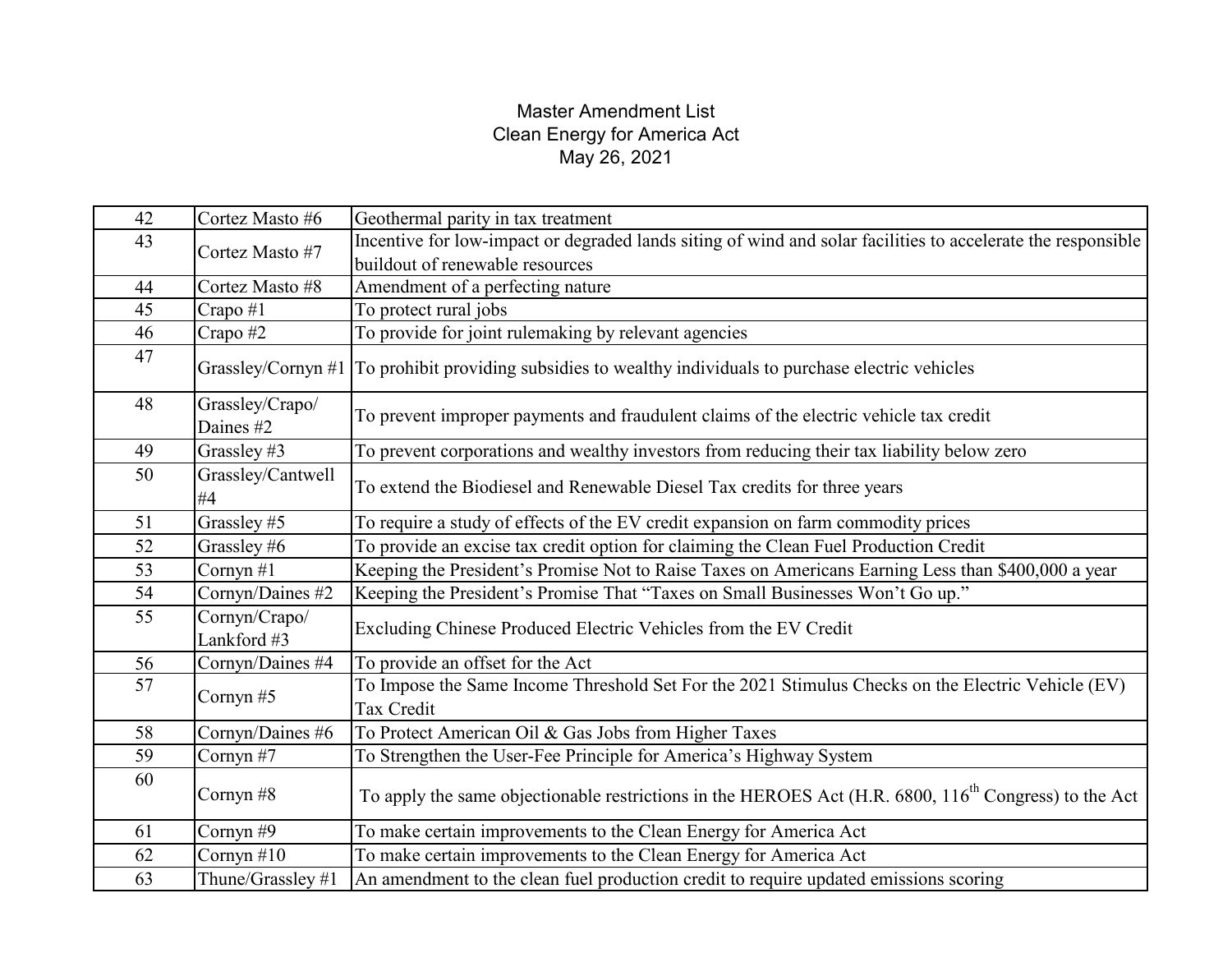Master Amendment List
Clean Energy for America Act
May 26, 2021

| | | |
|---|---|---|
| 42 | Cortez Masto #6 | Geothermal parity in tax treatment |
| 43 | Cortez Masto #7 | Incentive for low-impact or degraded lands siting of wind and solar facilities to accelerate the responsible buildout of renewable resources |
| 44 | Cortez Masto #8 | Amendment of a perfecting nature |
| 45 | Crapo #1 | To protect rural jobs |
| 46 | Crapo #2 | To provide for joint rulemaking by relevant agencies |
| 47 | Grassley/Cornyn #1 | To prohibit providing subsidies to wealthy individuals to purchase electric vehicles |
| 48 | Grassley/Crapo/ Daines #2 | To prevent improper payments and fraudulent claims of the electric vehicle tax credit |
| 49 | Grassley #3 | To prevent corporations and wealthy investors from reducing their tax liability below zero |
| 50 | Grassley/Cantwell #4 | To extend the Biodiesel and Renewable Diesel Tax credits for three years |
| 51 | Grassley #5 | To require a study of effects of the EV credit expansion on farm commodity prices |
| 52 | Grassley #6 | To provide an excise tax credit option for claiming the Clean Fuel Production Credit |
| 53 | Cornyn #1 | Keeping the President's Promise Not to Raise Taxes on Americans Earning Less than $400,000 a year |
| 54 | Cornyn/Daines #2 | Keeping the President's Promise That "Taxes on Small Businesses Won't Go up." |
| 55 | Cornyn/Crapo/ Lankford #3 | Excluding Chinese Produced Electric Vehicles from the EV Credit |
| 56 | Cornyn/Daines #4 | To provide an offset for the Act |
| 57 | Cornyn #5 | To Impose the Same Income Threshold Set For the 2021 Stimulus Checks on the Electric Vehicle (EV) Tax Credit |
| 58 | Cornyn/Daines #6 | To Protect American Oil & Gas Jobs from Higher Taxes |
| 59 | Cornyn #7 | To Strengthen the User-Fee Principle for America's Highway System |
| 60 | Cornyn #8 | To apply the same objectionable restrictions in the HEROES Act (H.R. 6800, 116th Congress) to the Act |
| 61 | Cornyn #9 | To make certain improvements to the Clean Energy for America Act |
| 62 | Cornyn #10 | To make certain improvements to the Clean Energy for America Act |
| 63 | Thune/Grassley #1 | An amendment to the clean fuel production credit to require updated emissions scoring |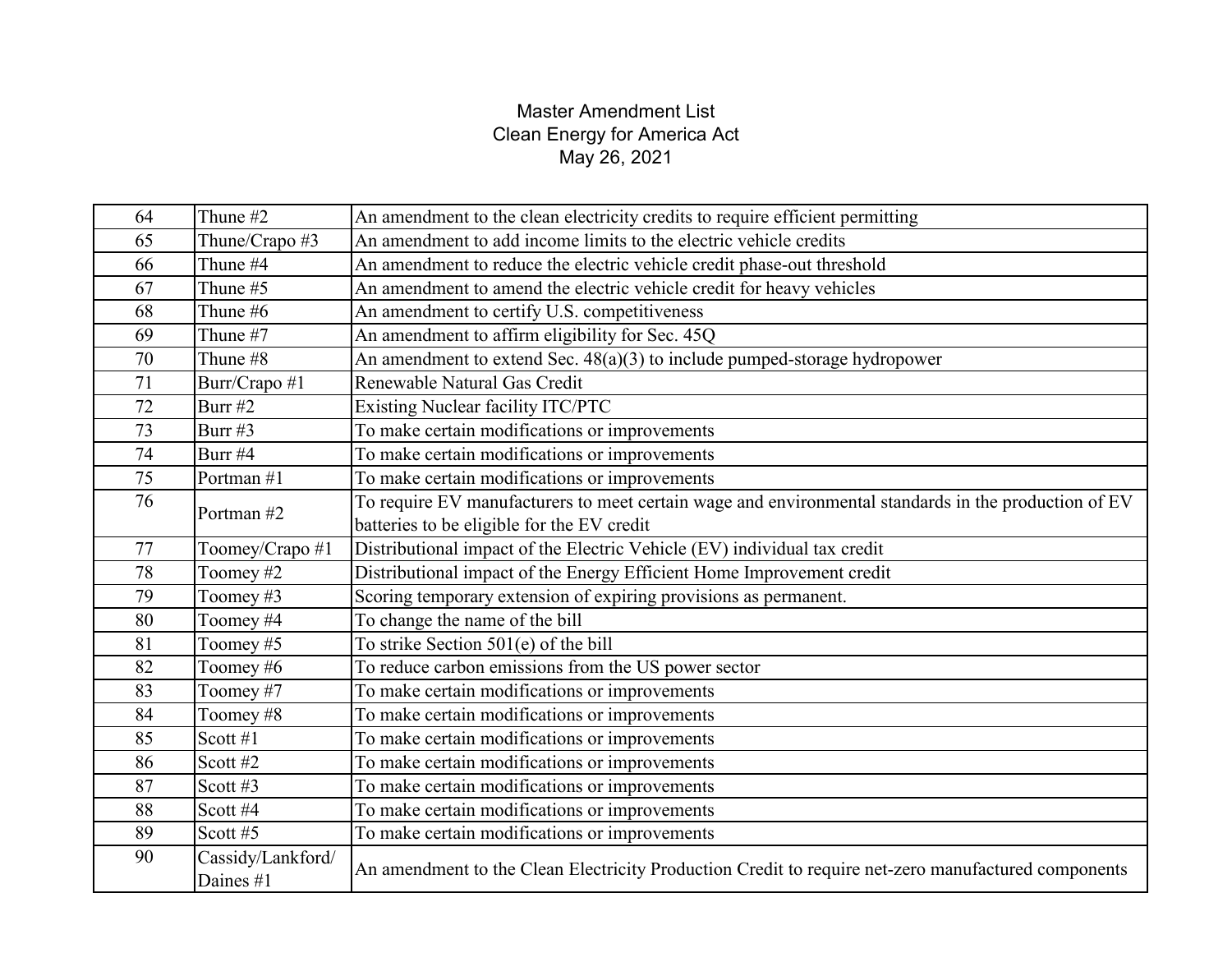Master Amendment List
Clean Energy for America Act
May 26, 2021

| | | |
|---|---|---|
| 64 | Thune #2 | An amendment to the clean electricity credits to require efficient permitting |
| 65 | Thune/Crapo #3 | An amendment to add income limits to the electric vehicle credits |
| 66 | Thune #4 | An amendment to reduce the electric vehicle credit phase-out threshold |
| 67 | Thune #5 | An amendment to amend the electric vehicle credit for heavy vehicles |
| 68 | Thune #6 | An amendment to certify U.S. competitiveness |
| 69 | Thune #7 | An amendment to affirm eligibility for Sec. 45Q |
| 70 | Thune #8 | An amendment to extend Sec. 48(a)(3) to include pumped-storage hydropower |
| 71 | Burr/Crapo #1 | Renewable Natural Gas Credit |
| 72 | Burr #2 | Existing Nuclear facility ITC/PTC |
| 73 | Burr #3 | To make certain modifications or improvements |
| 74 | Burr #4 | To make certain modifications or improvements |
| 75 | Portman #1 | To make certain modifications or improvements |
| 76 | Portman #2 | To require EV manufacturers to meet certain wage and environmental standards in the production of EV batteries to be eligible for the EV credit |
| 77 | Toomey/Crapo #1 | Distributional impact of the Electric Vehicle (EV) individual tax credit |
| 78 | Toomey #2 | Distributional impact of the Energy Efficient Home Improvement credit |
| 79 | Toomey #3 | Scoring temporary extension of expiring provisions as permanent. |
| 80 | Toomey #4 | To change the name of the bill |
| 81 | Toomey #5 | To strike Section 501(e) of the bill |
| 82 | Toomey #6 | To reduce carbon emissions from the US power sector |
| 83 | Toomey #7 | To make certain modifications or improvements |
| 84 | Toomey #8 | To make certain modifications or improvements |
| 85 | Scott #1 | To make certain modifications or improvements |
| 86 | Scott #2 | To make certain modifications or improvements |
| 87 | Scott #3 | To make certain modifications or improvements |
| 88 | Scott #4 | To make certain modifications or improvements |
| 89 | Scott #5 | To make certain modifications or improvements |
| 90 | Cassidy/Lankford/ Daines #1 | An amendment to the Clean Electricity Production Credit to require net-zero manufactured components |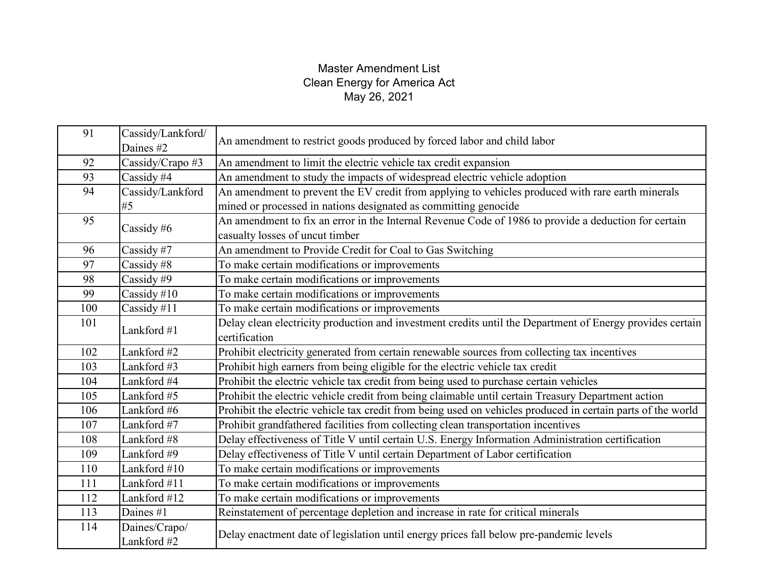Master Amendment List
Clean Energy for America Act
May 26, 2021

| | | |
|---|---|---|
| 91 | Cassidy/Lankford/ Daines #2 | An amendment to restrict goods produced by forced labor and child labor |
| 92 | Cassidy/Crapo #3 | An amendment to limit the electric vehicle tax credit expansion |
| 93 | Cassidy #4 | An amendment to study the impacts of widespread electric vehicle adoption |
| 94 | Cassidy/Lankford #5 | An amendment to prevent the EV credit from applying to vehicles produced with rare earth minerals mined or processed in nations designated as committing genocide |
| 95 | Cassidy #6 | An amendment to fix an error in the Internal Revenue Code of 1986 to provide a deduction for certain casualty losses of uncut timber |
| 96 | Cassidy #7 | An amendment to Provide Credit for Coal to Gas Switching |
| 97 | Cassidy #8 | To make certain modifications or improvements |
| 98 | Cassidy #9 | To make certain modifications or improvements |
| 99 | Cassidy #10 | To make certain modifications or improvements |
| 100 | Cassidy #11 | To make certain modifications or improvements |
| 101 | Lankford #1 | Delay clean electricity production and investment credits until the Department of Energy provides certain certification |
| 102 | Lankford #2 | Prohibit electricity generated from certain renewable sources from collecting tax incentives |
| 103 | Lankford #3 | Prohibit high earners from being eligible for the electric vehicle tax credit |
| 104 | Lankford #4 | Prohibit the electric vehicle tax credit from being used to purchase certain vehicles |
| 105 | Lankford #5 | Prohibit the electric vehicle credit from being claimable until certain Treasury Department action |
| 106 | Lankford #6 | Prohibit the electric vehicle tax credit from being used on vehicles produced in certain parts of the world |
| 107 | Lankford #7 | Prohibit grandfathered facilities from collecting clean transportation incentives |
| 108 | Lankford #8 | Delay effectiveness of Title V until certain U.S. Energy Information Administration certification |
| 109 | Lankford #9 | Delay effectiveness of Title V until certain Department of Labor certification |
| 110 | Lankford #10 | To make certain modifications or improvements |
| 111 | Lankford #11 | To make certain modifications or improvements |
| 112 | Lankford #12 | To make certain modifications or improvements |
| 113 | Daines #1 | Reinstatement of percentage depletion and increase in rate for critical minerals |
| 114 | Daines/Crapo/ Lankford #2 | Delay enactment date of legislation until energy prices fall below pre-pandemic levels |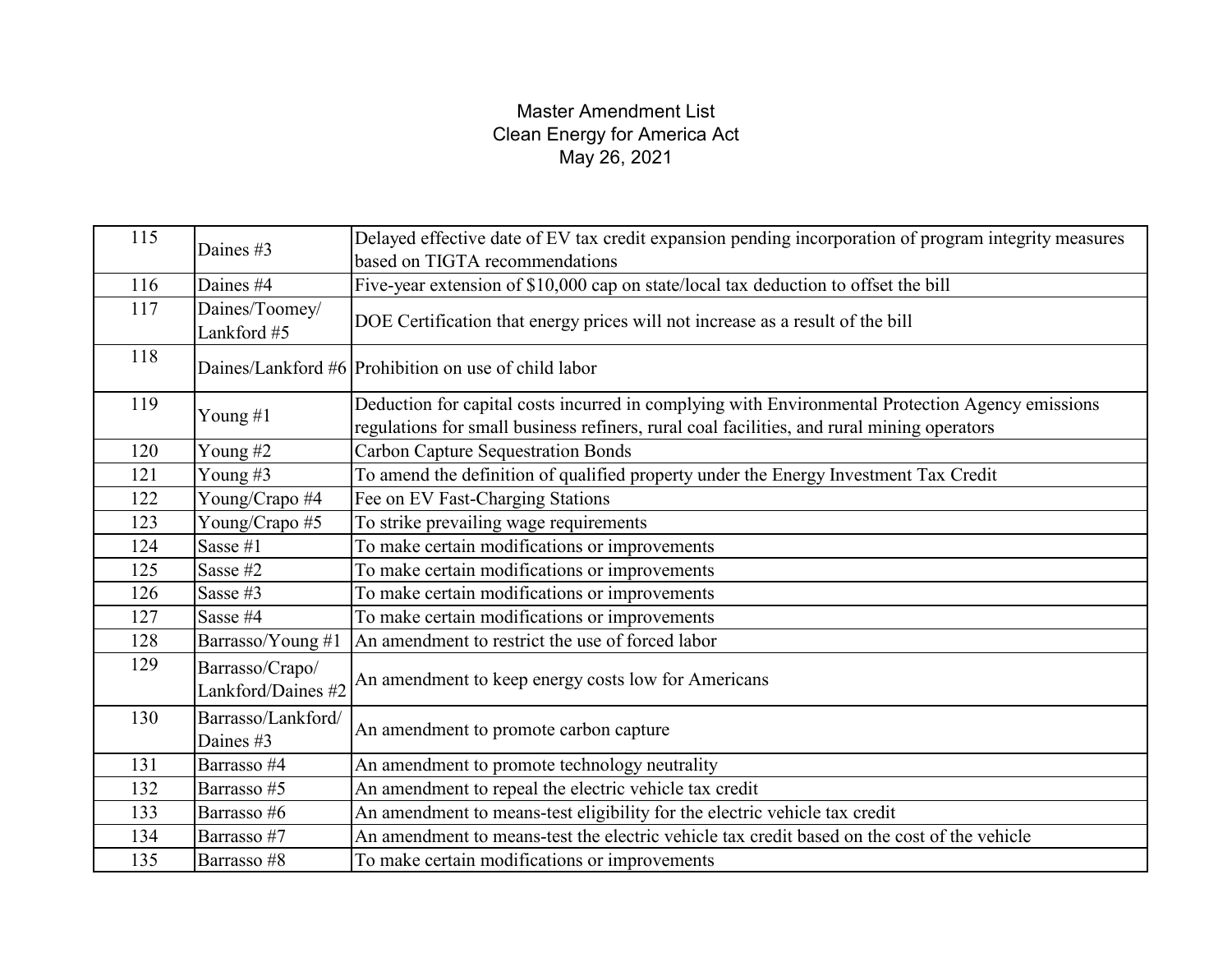Master Amendment List
Clean Energy for America Act
May 26, 2021

| | | |
|---|---|---|
| 115 | Daines #3 | Delayed effective date of EV tax credit expansion pending incorporation of program integrity measures based on TIGTA recommendations |
| 116 | Daines #4 | Five-year extension of $10,000 cap on state/local tax deduction to offset the bill |
| 117 | Daines/Toomey/ Lankford #5 | DOE Certification that energy prices will not increase as a result of the bill |
| 118 | Daines/Lankford #6 | Prohibition on use of child labor |
| 119 | Young #1 | Deduction for capital costs incurred in complying with Environmental Protection Agency emissions regulations for small business refiners, rural coal facilities, and rural mining operators |
| 120 | Young #2 | Carbon Capture Sequestration Bonds |
| 121 | Young #3 | To amend the definition of qualified property under the Energy Investment Tax Credit |
| 122 | Young/Crapo #4 | Fee on EV Fast-Charging Stations |
| 123 | Young/Crapo #5 | To strike prevailing wage requirements |
| 124 | Sasse #1 | To make certain modifications or improvements |
| 125 | Sasse #2 | To make certain modifications or improvements |
| 126 | Sasse #3 | To make certain modifications or improvements |
| 127 | Sasse #4 | To make certain modifications or improvements |
| 128 | Barrasso/Young #1 | An amendment to restrict the use of forced labor |
| 129 | Barrasso/Crapo/ Lankford/Daines #2 | An amendment to keep energy costs low for Americans |
| 130 | Barrasso/Lankford/ Daines #3 | An amendment to promote carbon capture |
| 131 | Barrasso #4 | An amendment to promote technology neutrality |
| 132 | Barrasso #5 | An amendment to repeal the electric vehicle tax credit |
| 133 | Barrasso #6 | An amendment to means-test eligibility for the electric vehicle tax credit |
| 134 | Barrasso #7 | An amendment to means-test the electric vehicle tax credit based on the cost of the vehicle |
| 135 | Barrasso #8 | To make certain modifications or improvements |